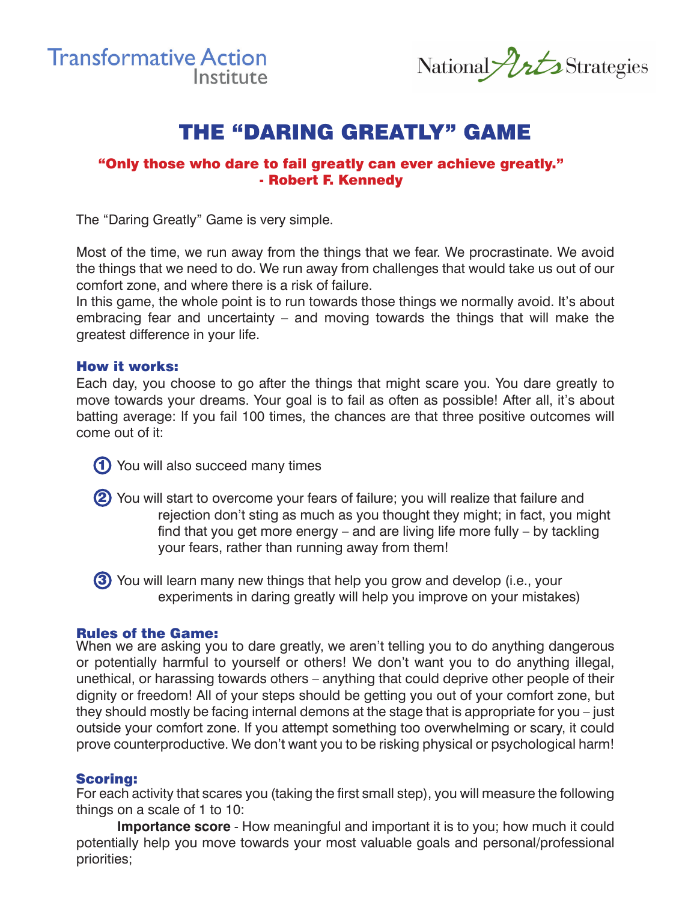Transformative Action Institute

National Arts Strategies

# THE "DARING GREATLY" GAME

**"Only those who dare to fail greatly can ever achieve greatly."**
**- Robert F. Kennedy**

The "Daring Greatly" Game is very simple.

Most of the time, we run away from the things that we fear. We procrastinate. We avoid the things that we need to do. We run away from challenges that would take us out of our comfort zone, and where there is a risk of failure.
In this game, the whole point is to run towards those things we normally avoid. It's about embracing fear and uncertainty – and moving towards the things that will make the greatest difference in your life.

### How it works:

Each day, you choose to go after the things that might scare you. You dare greatly to move towards your dreams. Your goal is to fail as often as possible! After all, it's about batting average: If you fail 100 times, the chances are that three positive outcomes will come out of it:

1. You will also succeed many times
2. You will start to overcome your fears of failure; you will realize that failure and rejection don't sting as much as you thought they might; in fact, you might find that you get more energy – and are living life more fully – by tackling your fears, rather than running away from them!
3. You will learn many new things that help you grow and develop (i.e., your experiments in daring greatly will help you improve on your mistakes)

### Rules of the Game:

When we are asking you to dare greatly, we aren't telling you to do anything dangerous or potentially harmful to yourself or others! We don't want you to do anything illegal, unethical, or harassing towards others – anything that could deprive other people of their dignity or freedom! All of your steps should be getting you out of your comfort zone, but they should mostly be facing internal demons at the stage that is appropriate for you – just outside your comfort zone. If you attempt something too overwhelming or scary, it could prove counterproductive. We don't want you to be risking physical or psychological harm!

### Scoring:

For each activity that scares you (taking the first small step), you will measure the following things on a scale of 1 to 10:

**Importance score** - How meaningful and important it is to you; how much it could potentially help you move towards your most valuable goals and personal/professional priorities;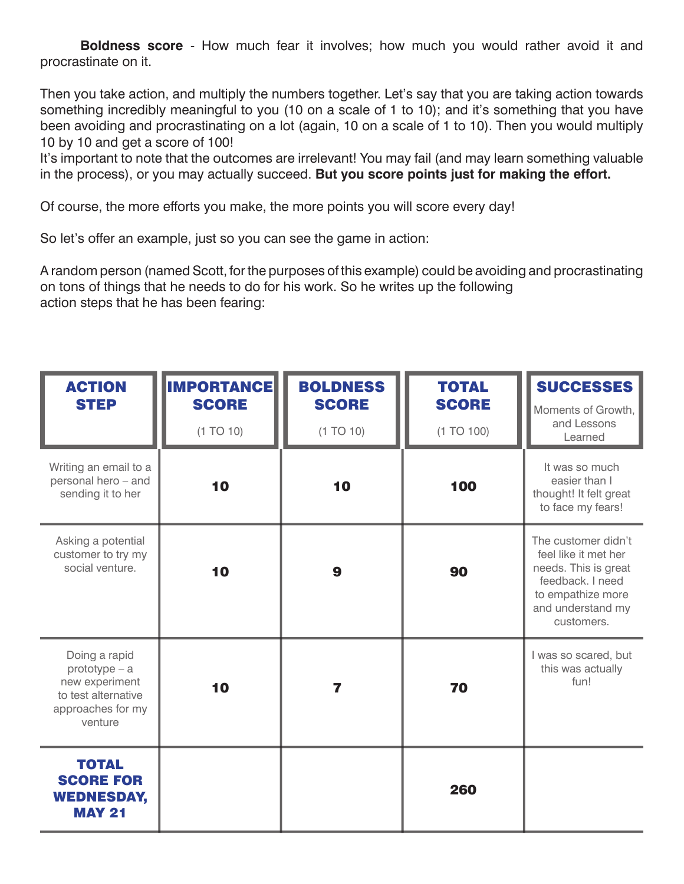**Boldness score** - How much fear it involves; how much you would rather avoid it and procrastinate on it.

Then you take action, and multiply the numbers together. Let's say that you are taking action towards something incredibly meaningful to you (10 on a scale of 1 to 10); and it's something that you have been avoiding and procrastinating on a lot (again, 10 on a scale of 1 to 10). Then you would multiply 10 by 10 and get a score of 100!
It's important to note that the outcomes are irrelevant! You may fail (and may learn something valuable in the process), or you may actually succeed. **But you score points just for making the effort.**

Of course, the more efforts you make, the more points you will score every day!

So let's offer an example, just so you can see the game in action:

A random person (named Scott, for the purposes of this example) could be avoiding and procrastinating on tons of things that he needs to do for his work. So he writes up the following action steps that he has been fearing:

| **ACTION STEP** | **IMPORTANCE SCORE** (1 TO 10) | **BOLDNESS SCORE** (1 TO 10) | **TOTAL SCORE** (1 TO 100) | **SUCCESSES** Moments of Growth, and Lessons Learned |
|---|---|---|---|---|
| Writing an email to a personal hero – and sending it to her | **10** | **10** | **100** | It was so much easier than I thought! It felt great to face my fears! |
| Asking a potential customer to try my social venture. | **10** | **9** | **90** | The customer didn't feel like it met her needs. This is great feedback. I need to empathize more and understand my customers. |
| Doing a rapid prototype – a new experiment to test alternative approaches for my venture | **10** | **7** | **70** | I was so scared, but this was actually fun! |
| **TOTAL SCORE FOR WEDNESDAY, MAY 21** | | | **260** | |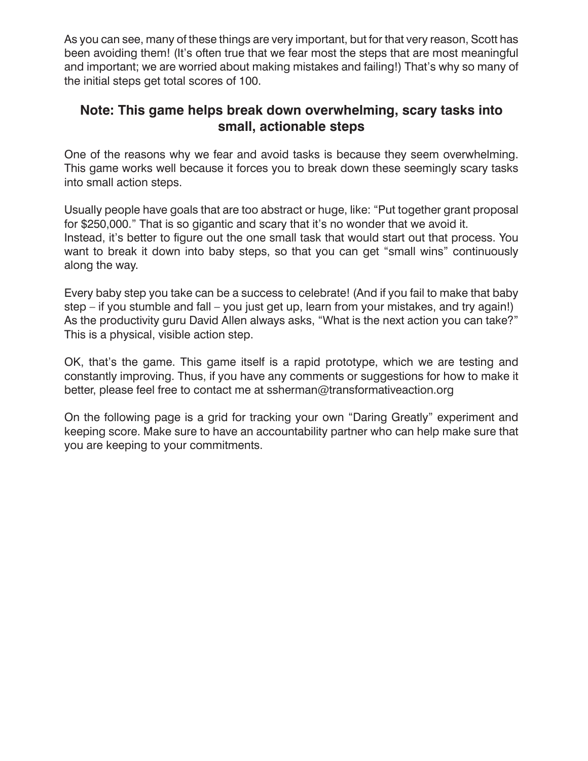As you can see, many of these things are very important, but for that very reason, Scott has been avoiding them! (It's often true that we fear most the steps that are most meaningful and important; we are worried about making mistakes and failing!) That's why so many of the initial steps get total scores of 100.

## Note: This game helps break down overwhelming, scary tasks into small, actionable steps

One of the reasons why we fear and avoid tasks is because they seem overwhelming. This game works well because it forces you to break down these seemingly scary tasks into small action steps.

Usually people have goals that are too abstract or huge, like: "Put together grant proposal for $250,000." That is so gigantic and scary that it's no wonder that we avoid it.
Instead, it's better to figure out the one small task that would start out that process. You want to break it down into baby steps, so that you can get "small wins" continuously along the way.

Every baby step you take can be a success to celebrate! (And if you fail to make that baby step – if you stumble and fall – you just get up, learn from your mistakes, and try again!)
As the productivity guru David Allen always asks, "What is the next action you can take?" This is a physical, visible action step.

OK, that's the game. This game itself is a rapid prototype, which we are testing and constantly improving. Thus, if you have any comments or suggestions for how to make it better, please feel free to contact me at ssherman@transformativeaction.org

On the following page is a grid for tracking your own "Daring Greatly" experiment and keeping score. Make sure to have an accountability partner who can help make sure that you are keeping to your commitments.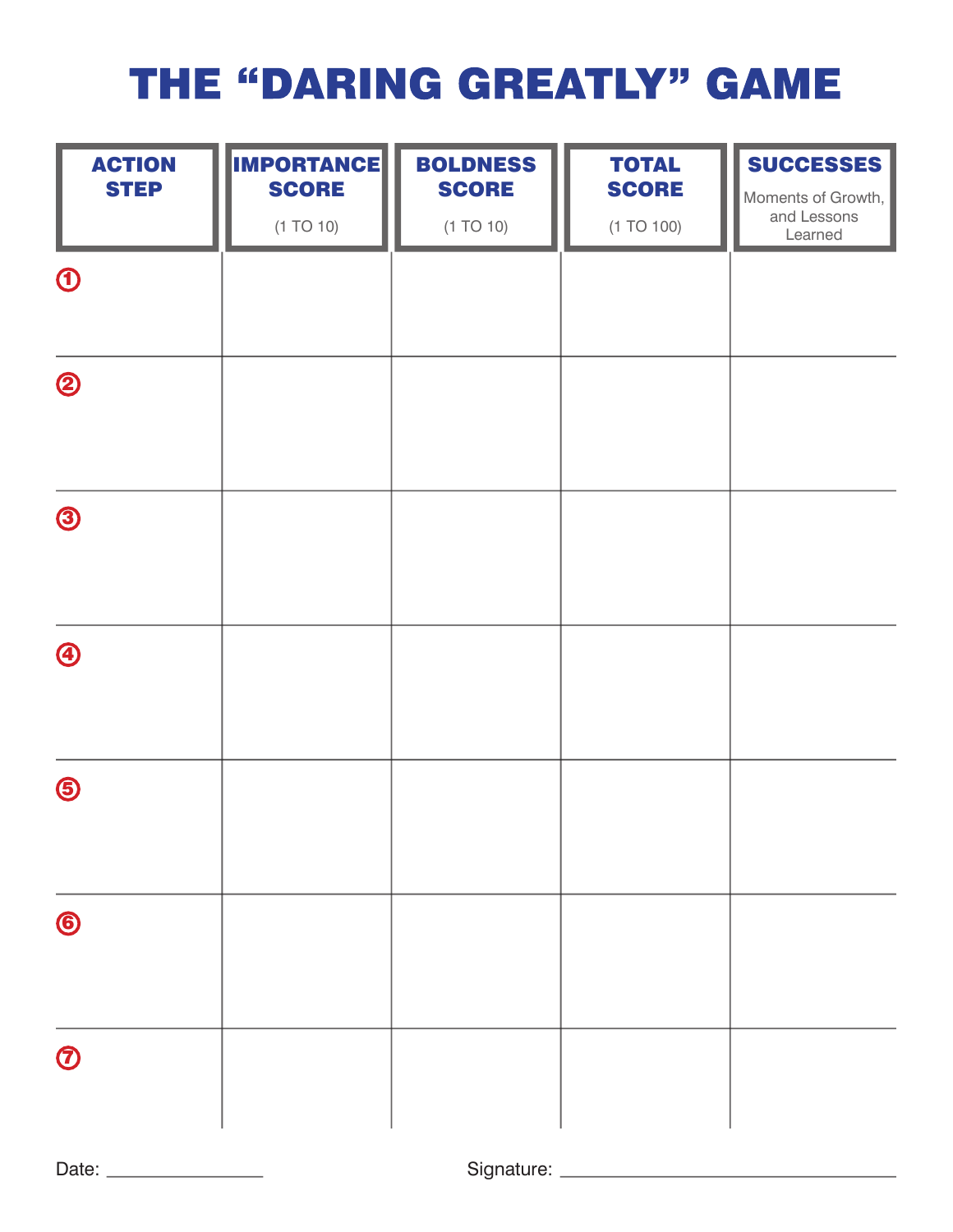# THE "DARING GREATLY" GAME

| ACTION STEP | IMPORTANCE SCORE (1 TO 10) | BOLDNESS SCORE (1 TO 10) | TOTAL SCORE (1 TO 100) | SUCCESSES Moments of Growth, and Lessons Learned |
|---|---|---|---|---|
| ① | | | | |
| ② | | | | |
| ③ | | | | |
| ④ | | | | |
| ⑤ | | | | |
| ⑥ | | | | |
| ⑦ | | | | |

Date: ________________

Signature: ____________________________________